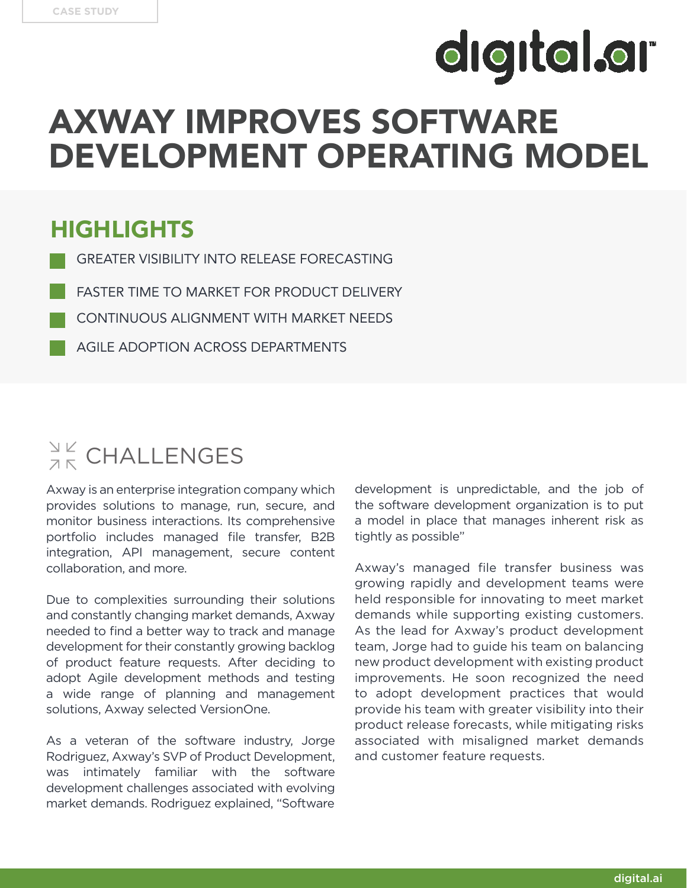CASE STUDY

# AXWAY IMPROVES SOFTWARE DEVELOPMENT OPERATING MODEL

## HIGHLIGHTS

- GREATER VISIBILITY INTO RELEASE FORECASTING
- FASTER TIME TO MARKET FOR PRODUCT DELIVERY
- CONTINUOUS ALIGNMENT WITH MARKET NEEDS
- AGILE ADOPTION ACROSS DEPARTMENTS

## CHALLENGES

Axway is an enterprise integration company which provides solutions to manage, run, secure, and monitor business interactions. Its comprehensive portfolio includes managed file transfer, B2B integration, API management, secure content collaboration, and more.

Due to complexities surrounding their solutions and constantly changing market demands, Axway needed to find a better way to track and manage development for their constantly growing backlog of product feature requests. After deciding to adopt Agile development methods and testing a wide range of planning and management solutions, Axway selected VersionOne.

As a veteran of the software industry, Jorge Rodriguez, Axway's SVP of Product Development, was intimately familiar with the software development challenges associated with evolving market demands. Rodriguez explained, "Software development is unpredictable, and the job of the software development organization is to put a model in place that manages inherent risk as tightly as possible"

Axway's managed file transfer business was growing rapidly and development teams were held responsible for innovating to meet market demands while supporting existing customers. As the lead for Axway's product development team, Jorge had to guide his team on balancing new product development with existing product improvements. He soon recognized the need to adopt development practices that would provide his team with greater visibility into their product release forecasts, while mitigating risks associated with misaligned market demands and customer feature requests.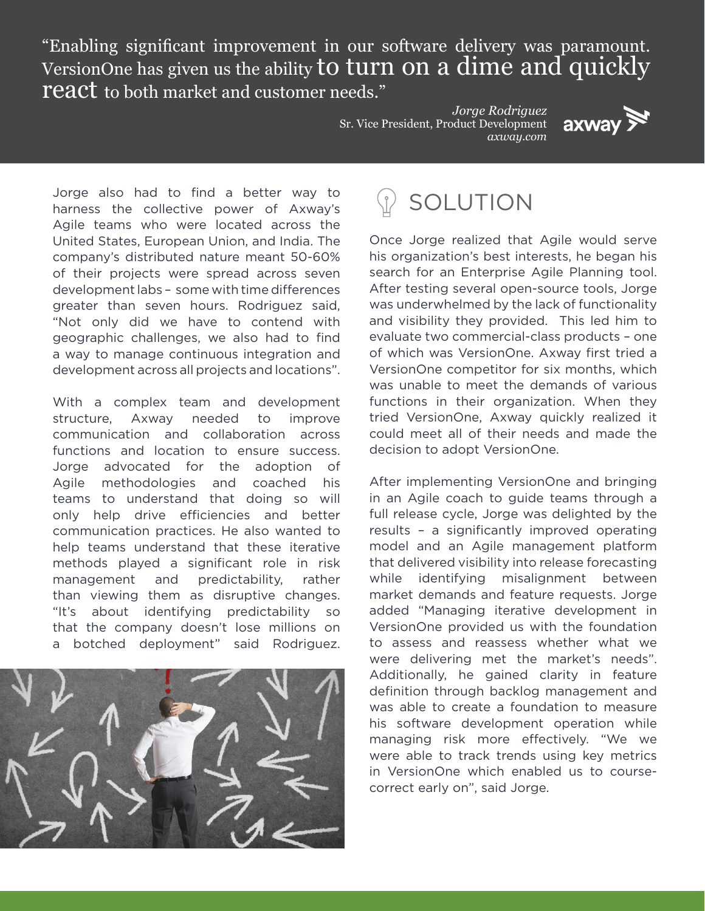> "Enabling significant improvement in our software delivery was paramount. VersionOne has given us the ability to turn on a dime and quickly react to both market and customer needs."
>
> *Jorge Rodriguez*
> Sr. Vice President, Product Development
> *axway.com*

Jorge also had to find a better way to harness the collective power of Axway's Agile teams who were located across the United States, European Union, and India. The company's distributed nature meant 50-60% of their projects were spread across seven development labs – some with time differences greater than seven hours. Rodriguez said, "Not only did we have to contend with geographic challenges, we also had to find a way to manage continuous integration and development across all projects and locations".

With a complex team and development structure, Axway needed to improve communication and collaboration across functions and location to ensure success. Jorge advocated for the adoption of Agile methodologies and coached his teams to understand that doing so will only help drive efficiencies and better communication practices. He also wanted to help teams understand that these iterative methods played a significant role in risk management and predictability, rather than viewing them as disruptive changes. "It's about identifying predictability so that the company doesn't lose millions on a botched deployment" said Rodriguez.

## SOLUTION

Once Jorge realized that Agile would serve his organization's best interests, he began his search for an Enterprise Agile Planning tool. After testing several open-source tools, Jorge was underwhelmed by the lack of functionality and visibility they provided. This led him to evaluate two commercial-class products – one of which was VersionOne. Axway first tried a VersionOne competitor for six months, which was unable to meet the demands of various functions in their organization. When they tried VersionOne, Axway quickly realized it could meet all of their needs and made the decision to adopt VersionOne.

After implementing VersionOne and bringing in an Agile coach to guide teams through a full release cycle, Jorge was delighted by the results – a significantly improved operating model and an Agile management platform that delivered visibility into release forecasting while identifying misalignment between market demands and feature requests. Jorge added "Managing iterative development in VersionOne provided us with the foundation to assess and reassess whether what we were delivering met the market's needs". Additionally, he gained clarity in feature definition through backlog management and was able to create a foundation to measure his software development operation while managing risk more effectively. "We we were able to track trends using key metrics in VersionOne which enabled us to course-correct early on", said Jorge.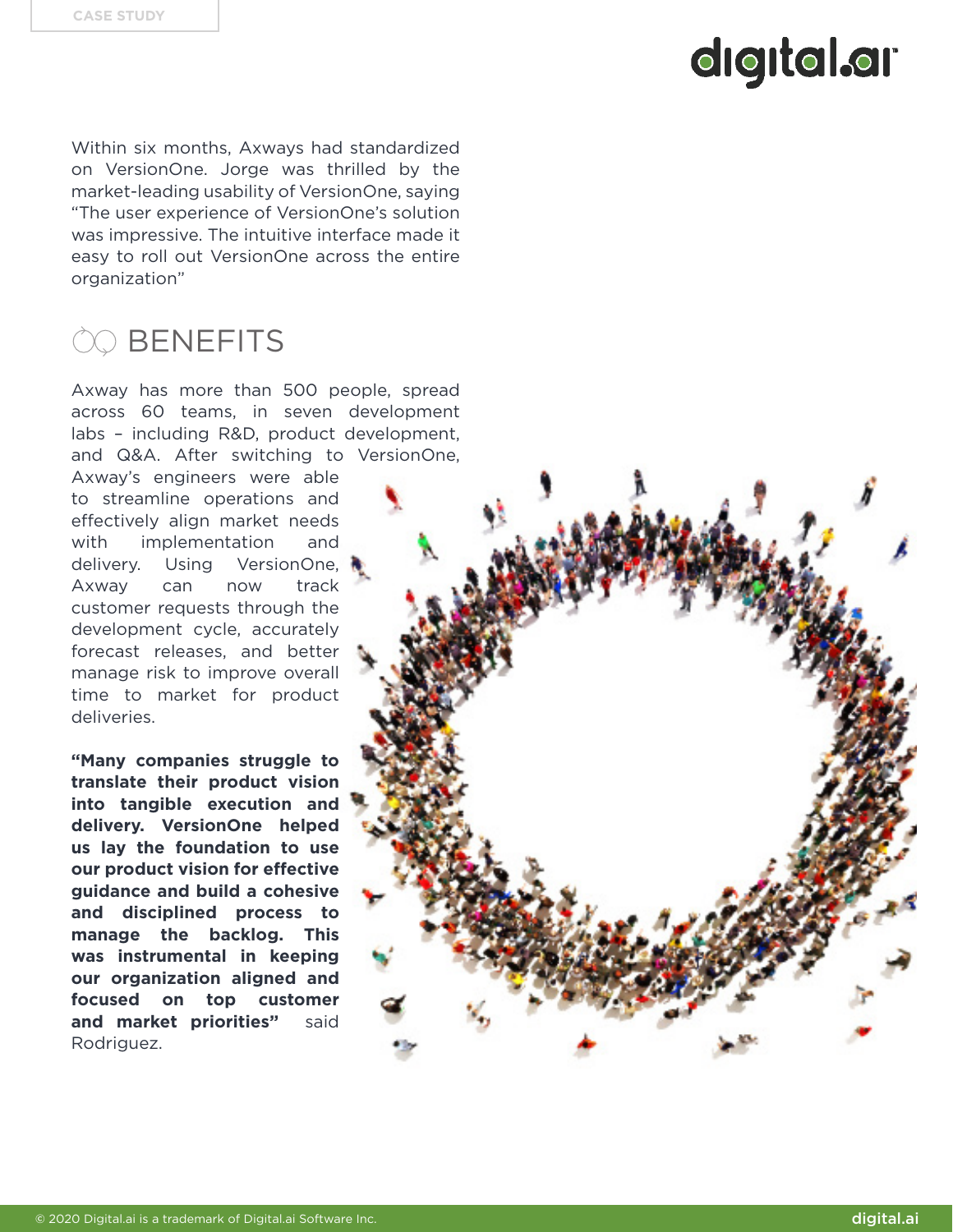Within six months, Axways had standardized on VersionOne. Jorge was thrilled by the market-leading usability of VersionOne, saying "The user experience of VersionOne's solution was impressive. The intuitive interface made it easy to roll out VersionOne across the entire organization"

## BENEFITS

Axway has more than 500 people, spread across 60 teams, in seven development labs – including R&D, product development, and Q&A. After switching to VersionOne, Axway's engineers were able to streamline operations and effectively align market needs with implementation and delivery. Using VersionOne, Axway can now track customer requests through the development cycle, accurately forecast releases, and better manage risk to improve overall time to market for product deliveries.

**"Many companies struggle to translate their product vision into tangible execution and delivery. VersionOne helped us lay the foundation to use our product vision for effective guidance and build a cohesive and disciplined process to manage the backlog. This was instrumental in keeping our organization aligned and focused on top customer and market priorities"** said Rodriguez.